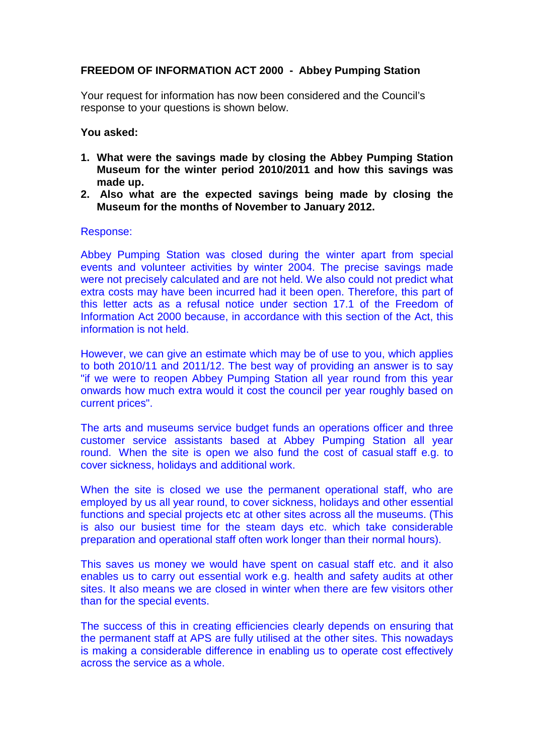**FREEDOM OF INFORMATION ACT 2000 - Abbey Pumping Station**

Your request for information has now been considered and the Council's response to your questions is shown below.

**You asked:**

1. **What were the savings made by closing the Abbey Pumping Station Museum for the winter period 2010/2011 and how this savings was made up.**
2. **Also what are the expected savings being made by closing the Museum for the months of November to January 2012.**

Response:

Abbey Pumping Station was closed during the winter apart from special events and volunteer activities by winter 2004. The precise savings made were not precisely calculated and are not held. We also could not predict what extra costs may have been incurred had it been open. Therefore, this part of this letter acts as a refusal notice under section 17.1 of the Freedom of Information Act 2000 because, in accordance with this section of the Act, this information is not held.

However, we can give an estimate which may be of use to you, which applies to both 2010/11 and 2011/12. The best way of providing an answer is to say "if we were to reopen Abbey Pumping Station all year round from this year onwards how much extra would it cost the council per year roughly based on current prices".

The arts and museums service budget funds an operations officer and three customer service assistants based at Abbey Pumping Station all year round. When the site is open we also fund the cost of casual staff e.g. to cover sickness, holidays and additional work.

When the site is closed we use the permanent operational staff, who are employed by us all year round, to cover sickness, holidays and other essential functions and special projects etc at other sites across all the museums. (This is also our busiest time for the steam days etc. which take considerable preparation and operational staff often work longer than their normal hours).

This saves us money we would have spent on casual staff etc. and it also enables us to carry out essential work e.g. health and safety audits at other sites. It also means we are closed in winter when there are few visitors other than for the special events.

The success of this in creating efficiencies clearly depends on ensuring that the permanent staff at APS are fully utilised at the other sites. This nowadays is making a considerable difference in enabling us to operate cost effectively across the service as a whole.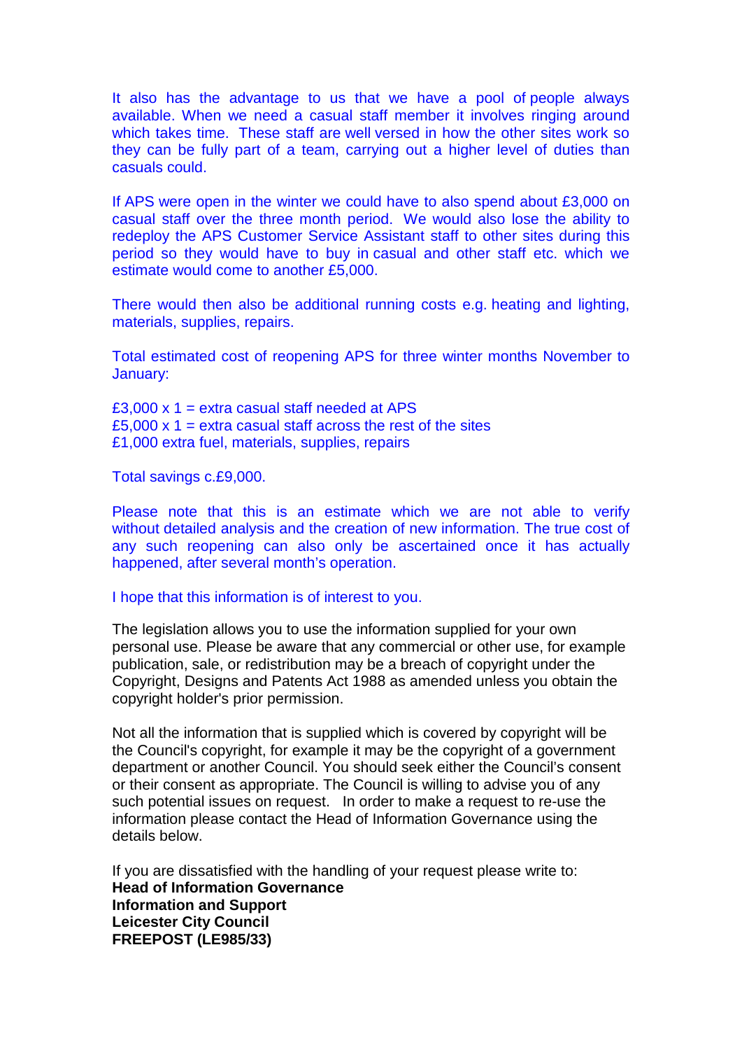It also has the advantage to us that we have a pool of people always available. When we need a casual staff member it involves ringing around which takes time. These staff are well versed in how the other sites work so they can be fully part of a team, carrying out a higher level of duties than casuals could.

If APS were open in the winter we could have to also spend about £3,000 on casual staff over the three month period. We would also lose the ability to redeploy the APS Customer Service Assistant staff to other sites during this period so they would have to buy in casual and other staff etc. which we estimate would come to another £5,000.

There would then also be additional running costs e.g. heating and lighting, materials, supplies, repairs.

Total estimated cost of reopening APS for three winter months November to January:

£3,000 x 1 = extra casual staff needed at APS  
£5,000 x 1 = extra casual staff across the rest of the sites  
£1,000 extra fuel, materials, supplies, repairs

Total savings c.£9,000.

Please note that this is an estimate which we are not able to verify without detailed analysis and the creation of new information. The true cost of any such reopening can also only be ascertained once it has actually happened, after several month's operation.

I hope that this information is of interest to you.

The legislation allows you to use the information supplied for your own personal use. Please be aware that any commercial or other use, for example publication, sale, or redistribution may be a breach of copyright under the Copyright, Designs and Patents Act 1988 as amended unless you obtain the copyright holder's prior permission.

Not all the information that is supplied which is covered by copyright will be the Council's copyright, for example it may be the copyright of a government department or another Council. You should seek either the Council's consent or their consent as appropriate. The Council is willing to advise you of any such potential issues on request. In order to make a request to re-use the information please contact the Head of Information Governance using the details below.

If you are dissatisfied with the handling of your request please write to:  
**Head of Information Governance**  
**Information and Support**  
**Leicester City Council**  
**FREEPOST (LE985/33)**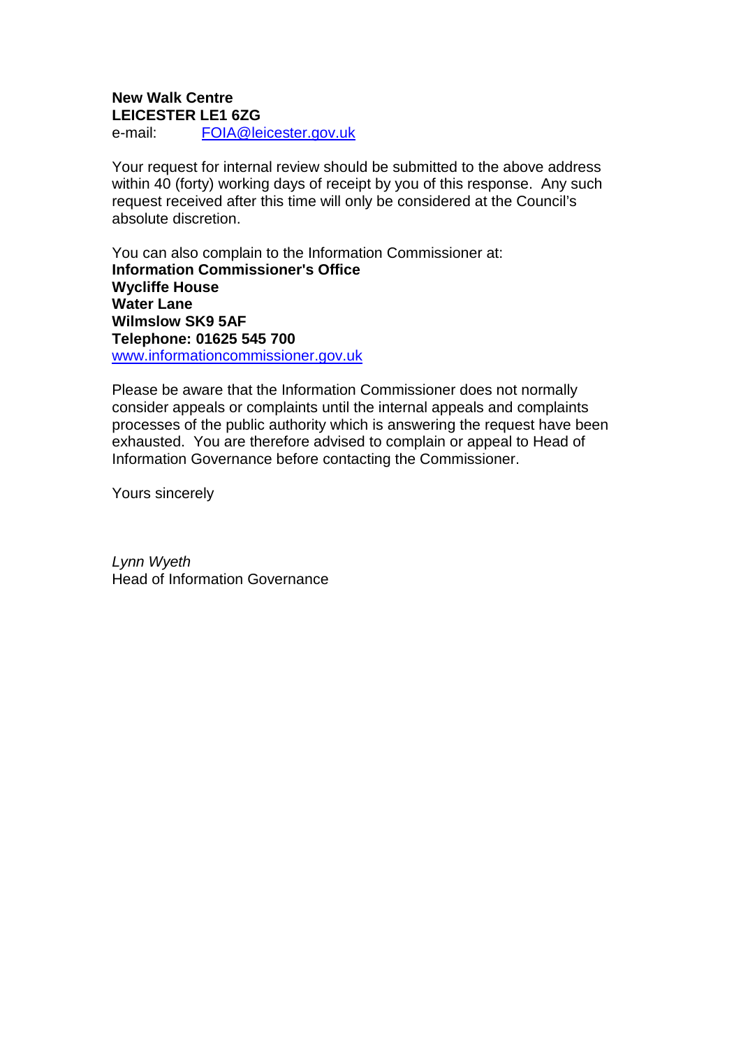**New Walk Centre**
**LEICESTER LE1 6ZG**
e-mail: FOIA@leicester.gov.uk

Your request for internal review should be submitted to the above address within 40 (forty) working days of receipt by you of this response. Any such request received after this time will only be considered at the Council's absolute discretion.

You can also complain to the Information Commissioner at:
**Information Commissioner's Office**
**Wycliffe House**
**Water Lane**
**Wilmslow SK9 5AF**
**Telephone: 01625 545 700**
www.informationcommissioner.gov.uk

Please be aware that the Information Commissioner does not normally consider appeals or complaints until the internal appeals and complaints processes of the public authority which is answering the request have been exhausted. You are therefore advised to complain or appeal to Head of Information Governance before contacting the Commissioner.

Yours sincerely

*Lynn Wyeth*
Head of Information Governance